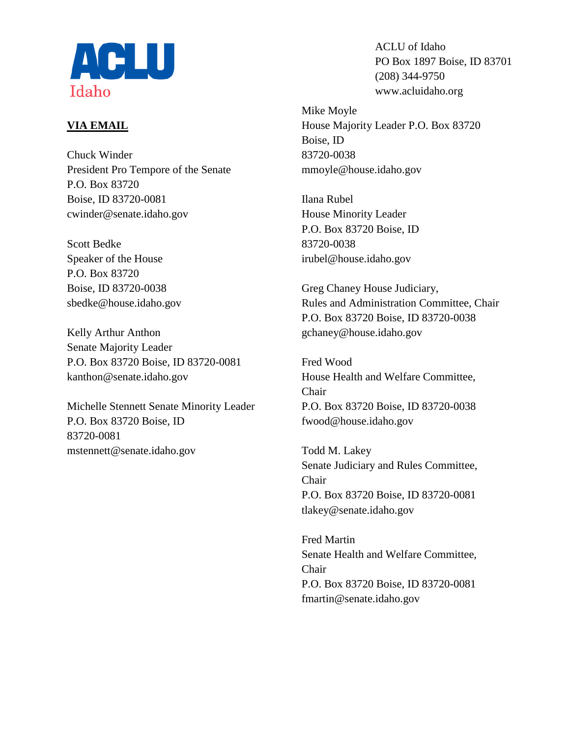ACLU
Idaho

ACLU of Idaho
PO Box 1897 Boise, ID 83701
(208) 344-9750
www.acluidaho.org

**VIA EMAIL**

Chuck Winder
President Pro Tempore of the Senate
P.O. Box 83720
Boise, ID 83720-0081
cwinder@senate.idaho.gov

Scott Bedke
Speaker of the House
P.O. Box 83720
Boise, ID 83720-0038
sbedke@house.idaho.gov

Kelly Arthur Anthon
Senate Majority Leader
P.O. Box 83720 Boise, ID 83720-0081
kanthon@senate.idaho.gov

Michelle Stennett Senate Minority Leader
P.O. Box 83720 Boise, ID
83720-0081
mstennett@senate.idaho.gov

Mike Moyle
House Majority Leader P.O. Box 83720
Boise, ID
83720-0038
mmoyle@house.idaho.gov

Ilana Rubel
House Minority Leader
P.O. Box 83720 Boise, ID
83720-0038
irubel@house.idaho.gov

Greg Chaney House Judiciary,
Rules and Administration Committee, Chair
P.O. Box 83720 Boise, ID 83720-0038
gchaney@house.idaho.gov

Fred Wood
House Health and Welfare Committee,
Chair
P.O. Box 83720 Boise, ID 83720-0038
fwood@house.idaho.gov

Todd M. Lakey
Senate Judiciary and Rules Committee,
Chair
P.O. Box 83720 Boise, ID 83720-0081
tlakey@senate.idaho.gov

Fred Martin
Senate Health and Welfare Committee,
Chair
P.O. Box 83720 Boise, ID 83720-0081
fmartin@senate.idaho.gov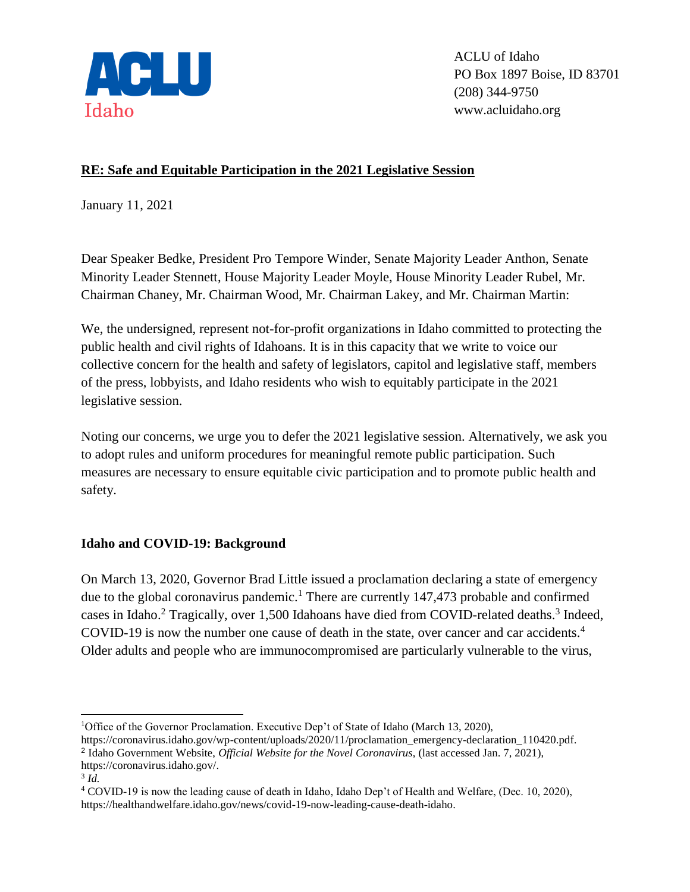ACLU Idaho

ACLU of Idaho
PO Box 1897 Boise, ID 83701
(208) 344-9750
www.acluidaho.org

**RE: Safe and Equitable Participation in the 2021 Legislative Session**

January 11, 2021

Dear Speaker Bedke, President Pro Tempore Winder, Senate Majority Leader Anthon, Senate Minority Leader Stennett, House Majority Leader Moyle, House Minority Leader Rubel, Mr. Chairman Chaney, Mr. Chairman Wood, Mr. Chairman Lakey, and Mr. Chairman Martin:

We, the undersigned, represent not-for-profit organizations in Idaho committed to protecting the public health and civil rights of Idahoans. It is in this capacity that we write to voice our collective concern for the health and safety of legislators, capitol and legislative staff, members of the press, lobbyists, and Idaho residents who wish to equitably participate in the 2021 legislative session.

Noting our concerns, we urge you to defer the 2021 legislative session. Alternatively, we ask you to adopt rules and uniform procedures for meaningful remote public participation. Such measures are necessary to ensure equitable civic participation and to promote public health and safety.

## Idaho and COVID-19: Background

On March 13, 2020, Governor Brad Little issued a proclamation declaring a state of emergency due to the global coronavirus pandemic.[1] There are currently 147,473 probable and confirmed cases in Idaho.[2] Tragically, over 1,500 Idahoans have died from COVID-related deaths.[3] Indeed, COVID-19 is now the number one cause of death in the state, over cancer and car accidents.[4] Older adults and people who are immunocompromised are particularly vulnerable to the virus,

---

[1]Office of the Governor Proclamation. Executive Dep't of State of Idaho (March 13, 2020), https://coronavirus.idaho.gov/wp-content/uploads/2020/11/proclamation_emergency-declaration_110420.pdf.

[2] Idaho Government Website, *Official Website for the Novel Coronavirus*, (last accessed Jan. 7, 2021), https://coronavirus.idaho.gov/.

[3] *Id.*

[4] COVID-19 is now the leading cause of death in Idaho, Idaho Dep't of Health and Welfare, (Dec. 10, 2020), https://healthandwelfare.idaho.gov/news/covid-19-now-leading-cause-death-idaho.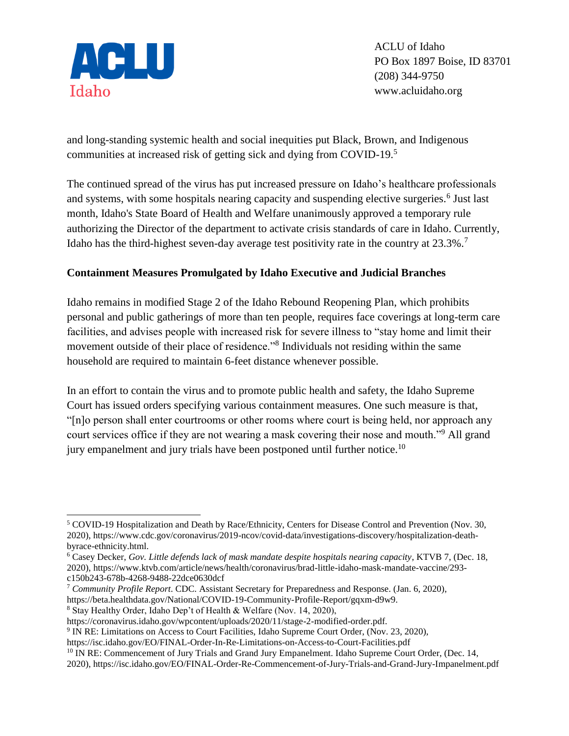and long-standing systemic health and social inequities put Black, Brown, and Indigenous communities at increased risk of getting sick and dying from COVID-19.[5]

The continued spread of the virus has put increased pressure on Idaho's healthcare professionals and systems, with some hospitals nearing capacity and suspending elective surgeries.[6] Just last month, Idaho's State Board of Health and Welfare unanimously approved a temporary rule authorizing the Director of the department to activate crisis standards of care in Idaho. Currently, Idaho has the third-highest seven-day average test positivity rate in the country at 23.3%.[7]

**Containment Measures Promulgated by Idaho Executive and Judicial Branches**

Idaho remains in modified Stage 2 of the Idaho Rebound Reopening Plan, which prohibits personal and public gatherings of more than ten people, requires face coverings at long-term care facilities, and advises people with increased risk for severe illness to "stay home and limit their movement outside of their place of residence."[8] Individuals not residing within the same household are required to maintain 6-feet distance whenever possible.

In an effort to contain the virus and to promote public health and safety, the Idaho Supreme Court has issued orders specifying various containment measures. One such measure is that, "[n]o person shall enter courtrooms or other rooms where court is being held, nor approach any court services office if they are not wearing a mask covering their nose and mouth."[9] All grand jury empanelment and jury trials have been postponed until further notice.[10]

---

[5] COVID-19 Hospitalization and Death by Race/Ethnicity, Centers for Disease Control and Prevention (Nov. 30, 2020), https://www.cdc.gov/coronavirus/2019-ncov/covid-data/investigations-discovery/hospitalization-death-byrace-ethnicity.html.

[6] Casey Decker, *Gov. Little defends lack of mask mandate despite hospitals nearing capacity*, KTVB 7, (Dec. 18, 2020), https://www.ktvb.com/article/news/health/coronavirus/brad-little-idaho-mask-mandate-vaccine/293-c150b243-678b-4268-9488-22dce0630dcf

[7] *Community Profile Report*. CDC. Assistant Secretary for Preparedness and Response. (Jan. 6, 2020), https://beta.healthdata.gov/National/COVID-19-Community-Profile-Report/gqxm-d9w9.

[8] Stay Healthy Order, Idaho Dep't of Health & Welfare (Nov. 14, 2020), https://coronavirus.idaho.gov/wpcontent/uploads/2020/11/stage-2-modified-order.pdf.

[9] IN RE: Limitations on Access to Court Facilities, Idaho Supreme Court Order, (Nov. 23, 2020), https://isc.idaho.gov/EO/FINAL-Order-In-Re-Limitations-on-Access-to-Court-Facilities.pdf

[10] IN RE: Commencement of Jury Trials and Grand Jury Empanelment. Idaho Supreme Court Order, (Dec. 14, 2020), https://isc.idaho.gov/EO/FINAL-Order-Re-Commencement-of-Jury-Trials-and-Grand-Jury-Impanelment.pdf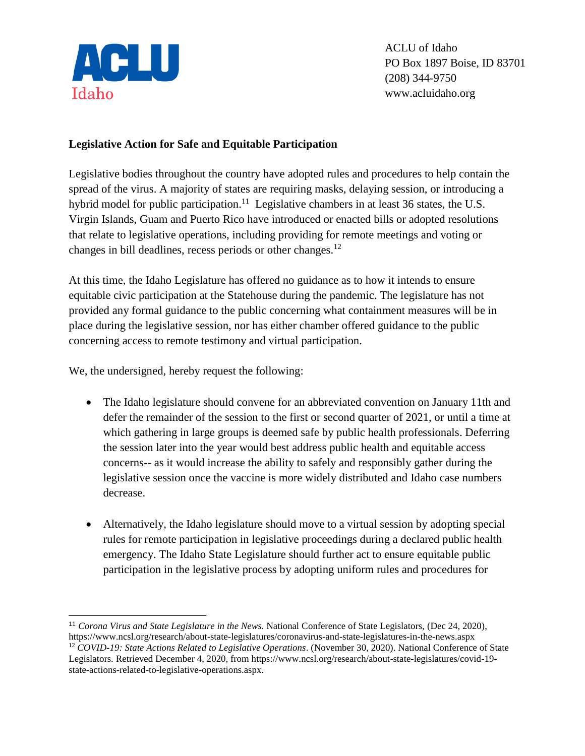ACLU Idaho

ACLU of Idaho
PO Box 1897 Boise, ID 83701
(208) 344-9750
www.acluidaho.org

**Legislative Action for Safe and Equitable Participation**

Legislative bodies throughout the country have adopted rules and procedures to help contain the spread of the virus. A majority of states are requiring masks, delaying session, or introducing a hybrid model for public participation.[11] Legislative chambers in at least 36 states, the U.S. Virgin Islands, Guam and Puerto Rico have introduced or enacted bills or adopted resolutions that relate to legislative operations, including providing for remote meetings and voting or changes in bill deadlines, recess periods or other changes.[12]

At this time, the Idaho Legislature has offered no guidance as to how it intends to ensure equitable civic participation at the Statehouse during the pandemic. The legislature has not provided any formal guidance to the public concerning what containment measures will be in place during the legislative session, nor has either chamber offered guidance to the public concerning access to remote testimony and virtual participation.

We, the undersigned, hereby request the following:

- The Idaho legislature should convene for an abbreviated convention on January 11th and defer the remainder of the session to the first or second quarter of 2021, or until a time at which gathering in large groups is deemed safe by public health professionals. Deferring the session later into the year would best address public health and equitable access concerns-- as it would increase the ability to safely and responsibly gather during the legislative session once the vaccine is more widely distributed and Idaho case numbers decrease.

- Alternatively, the Idaho legislature should move to a virtual session by adopting special rules for remote participation in legislative proceedings during a declared public health emergency. The Idaho State Legislature should further act to ensure equitable public participation in the legislative process by adopting uniform rules and procedures for

---

[11] *Corona Virus and State Legislature in the News.* National Conference of State Legislators, (Dec 24, 2020), https://www.ncsl.org/research/about-state-legislatures/coronavirus-and-state-legislatures-in-the-news.aspx

[12] *COVID-19: State Actions Related to Legislative Operations*. (November 30, 2020). National Conference of State Legislators. Retrieved December 4, 2020, from https://www.ncsl.org/research/about-state-legislatures/covid-19-state-actions-related-to-legislative-operations.aspx.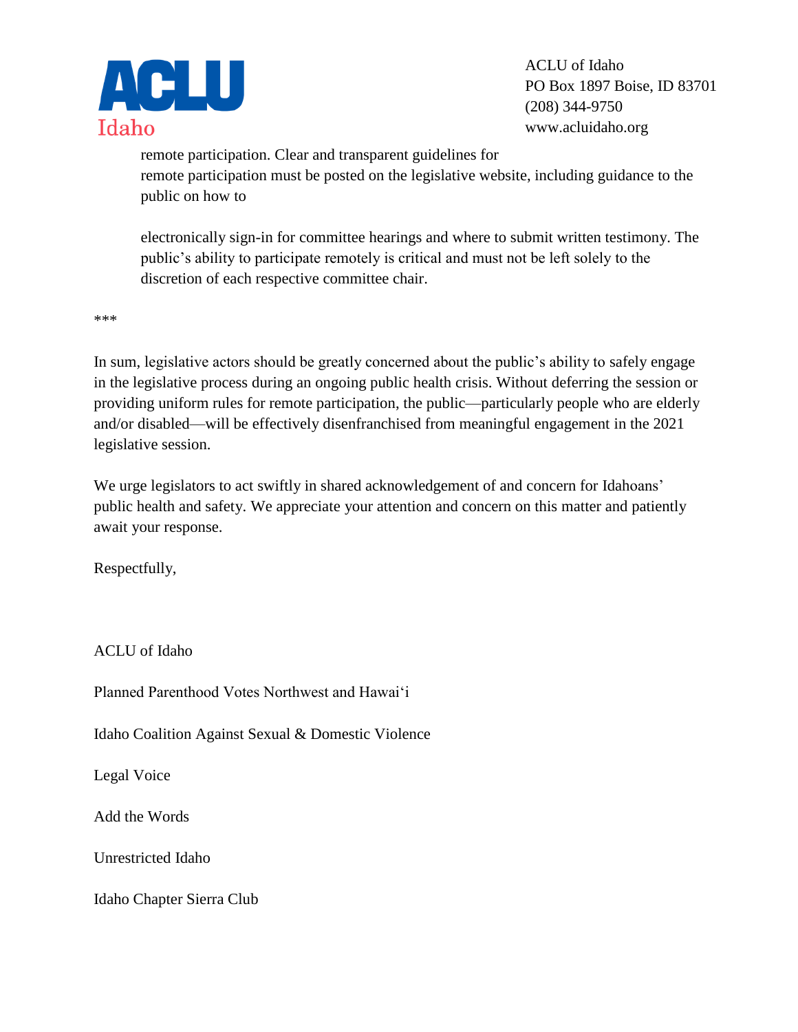remote participation. Clear and transparent guidelines for remote participation must be posted on the legislative website, including guidance to the public on how to electronically sign-in for committee hearings and where to submit written testimony. The public's ability to participate remotely is critical and must not be left solely to the discretion of each respective committee chair.

***

In sum, legislative actors should be greatly concerned about the public's ability to safely engage in the legislative process during an ongoing public health crisis. Without deferring the session or providing uniform rules for remote participation, the public—particularly people who are elderly and/or disabled—will be effectively disenfranchised from meaningful engagement in the 2021 legislative session.

We urge legislators to act swiftly in shared acknowledgement of and concern for Idahoans' public health and safety. We appreciate your attention and concern on this matter and patiently await your response.

Respectfully,

ACLU of Idaho

Planned Parenthood Votes Northwest and Hawai'i

Idaho Coalition Against Sexual & Domestic Violence

Legal Voice

Add the Words

Unrestricted Idaho

Idaho Chapter Sierra Club